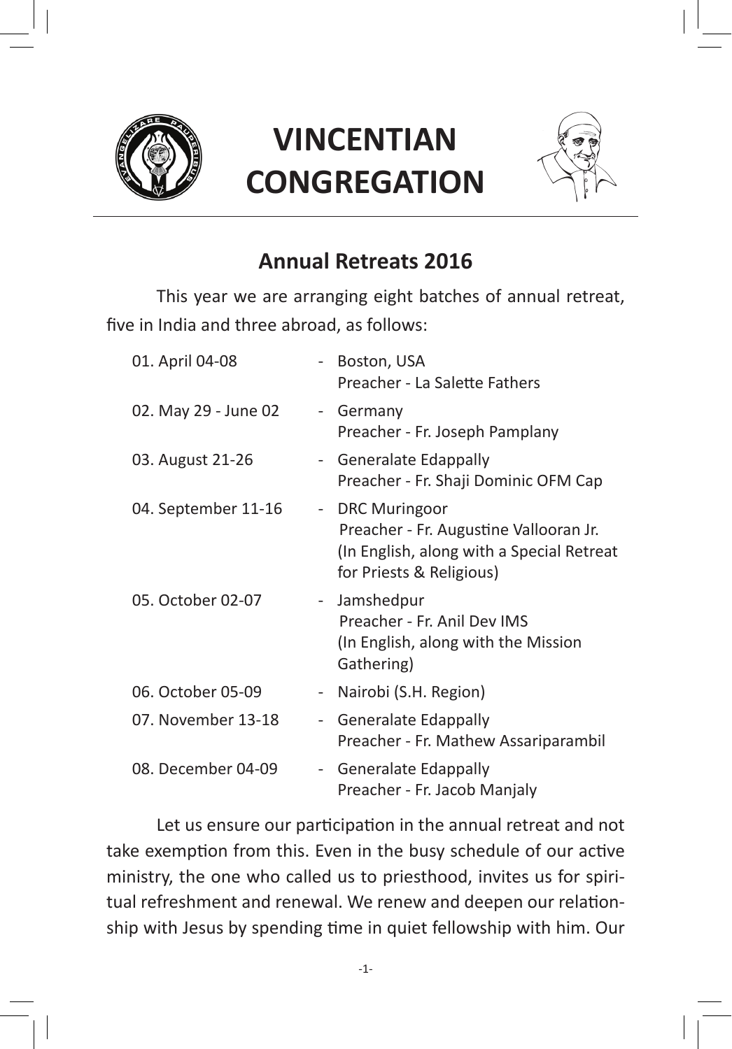# VINCENTIAN CONGREGATION

## Annual Retreats 2016

This year we are arranging eight batches of annual retreat, five in India and three abroad, as follows:

| | | |
|---|---|---|
| 01. April 04-08 | - | Boston, USA<br>Preacher - La Salette Fathers |
| 02. May 29 - June 02 | - | Germany<br>Preacher - Fr. Joseph Pamplany |
| 03. August 21-26 | - | Generalate Edappally<br>Preacher - Fr. Shaji Dominic OFM Cap |
| 04. September 11-16 | - | DRC Muringoor<br>Preacher - Fr. Augustine Vallooran Jr.<br>(In English, along with a Special Retreat for Priests & Religious) |
| 05. October 02-07 | - | Jamshedpur<br>Preacher - Fr. Anil Dev IMS<br>(In English, along with the Mission Gathering) |
| 06. October 05-09 | - | Nairobi (S.H. Region) |
| 07. November 13-18 | - | Generalate Edappally<br>Preacher - Fr. Mathew Assariparambil |
| 08. December 04-09 | - | Generalate Edappally<br>Preacher - Fr. Jacob Manjaly |

Let us ensure our participation in the annual retreat and not take exemption from this. Even in the busy schedule of our active ministry, the one who called us to priesthood, invites us for spiritual refreshment and renewal. We renew and deepen our relationship with Jesus by spending time in quiet fellowship with him. Our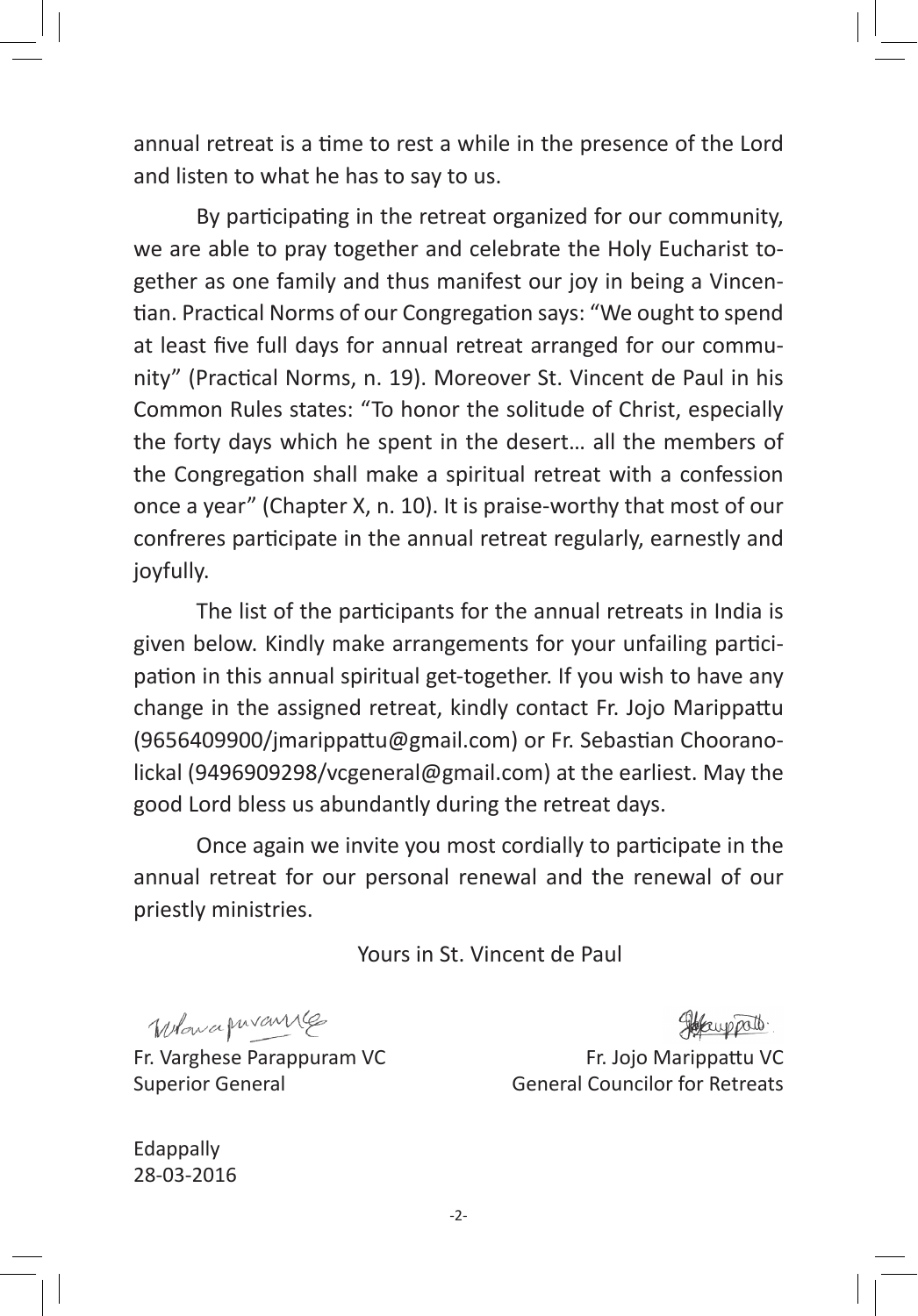annual retreat is a time to rest a while in the presence of the Lord and listen to what he has to say to us.

By participating in the retreat organized for our community, we are able to pray together and celebrate the Holy Eucharist together as one family and thus manifest our joy in being a Vincentian. Practical Norms of our Congregation says: "We ought to spend at least five full days for annual retreat arranged for our community" (Practical Norms, n. 19). Moreover St. Vincent de Paul in his Common Rules states: "To honor the solitude of Christ, especially the forty days which he spent in the desert… all the members of the Congregation shall make a spiritual retreat with a confession once a year" (Chapter X, n. 10). It is praise-worthy that most of our confreres participate in the annual retreat regularly, earnestly and joyfully.

The list of the participants for the annual retreats in India is given below. Kindly make arrangements for your unfailing participation in this annual spiritual get-together. If you wish to have any change in the assigned retreat, kindly contact Fr. Jojo Marippattu (9656409900/jmarippattu@gmail.com) or Fr. Sebastian Chooranolickal (9496909298/vcgeneral@gmail.com) at the earliest. May the good Lord bless us abundantly during the retreat days.

Once again we invite you most cordially to participate in the annual retreat for our personal renewal and the renewal of our priestly ministries.

Yours in St. Vincent de Paul

Fr. Varghese Parappuram VC
Superior General

Fr. Jojo Marippattu VC
General Councilor for Retreats

Edappally
28-03-2016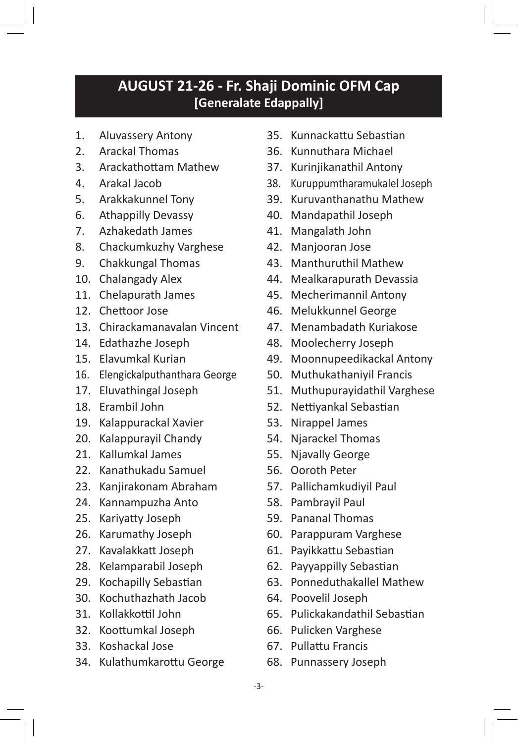## AUGUST 21-26 - Fr. Shaji Dominic OFM Cap
**[Generalate Edappally]**

1. Aluvassery Antony
2. Arackal Thomas
3. Arackathottam Mathew
4. Arakal Jacob
5. Arakkakunnel Tony
6. Athappilly Devassy
7. Azhakedath James
8. Chackumkuzhy Varghese
9. Chakkungal Thomas
10. Chalangady Alex
11. Chelapurath James
12. Chettoor Jose
13. Chirackamanavalan Vincent
14. Edathazhe Joseph
15. Elavumkal Kurian
16. Elengickalputhanthara George
17. Eluvathingal Joseph
18. Erambil John
19. Kalappurackal Xavier
20. Kalappurayil Chandy
21. Kallumkal James
22. Kanathukadu Samuel
23. Kanjirakonam Abraham
24. Kannampuzha Anto
25. Kariyatty Joseph
26. Karumathy Joseph
27. Kavalakkatt Joseph
28. Kelamparabil Joseph
29. Kochapilly Sebastian
30. Kochuthazhath Jacob
31. Kollakkottil John
32. Koottumkal Joseph
33. Koshackal Jose
34. Kulathumkarottu George
35. Kunnackattu Sebastian
36. Kunnuthara Michael
37. Kurinjikanathil Antony
38. Kuruppumtharamukalel Joseph
39. Kuruvanthanathu Mathew
40. Mandapathil Joseph
41. Mangalath John
42. Manjooran Jose
43. Manthuruthil Mathew
44. Mealkarapurath Devassia
45. Mecherimannil Antony
46. Melukkunnel George
47. Menambadath Kuriakose
48. Moolecherry Joseph
49. Moonnupeedikackal Antony
50. Muthukathaniyil Francis
51. Muthupurayidathil Varghese
52. Nettiyankal Sebastian
53. Nirappel James
54. Njarackel Thomas
55. Njavally George
56. Ooroth Peter
57. Pallichamkudiyil Paul
58. Pambrayil Paul
59. Pananal Thomas
60. Parappuram Varghese
61. Payikkattu Sebastian
62. Payyappilly Sebastian
63. Ponneduthakallel Mathew
64. Poovelil Joseph
65. Pulickakandathil Sebastian
66. Pulicken Varghese
67. Pullattu Francis
68. Punnassery Joseph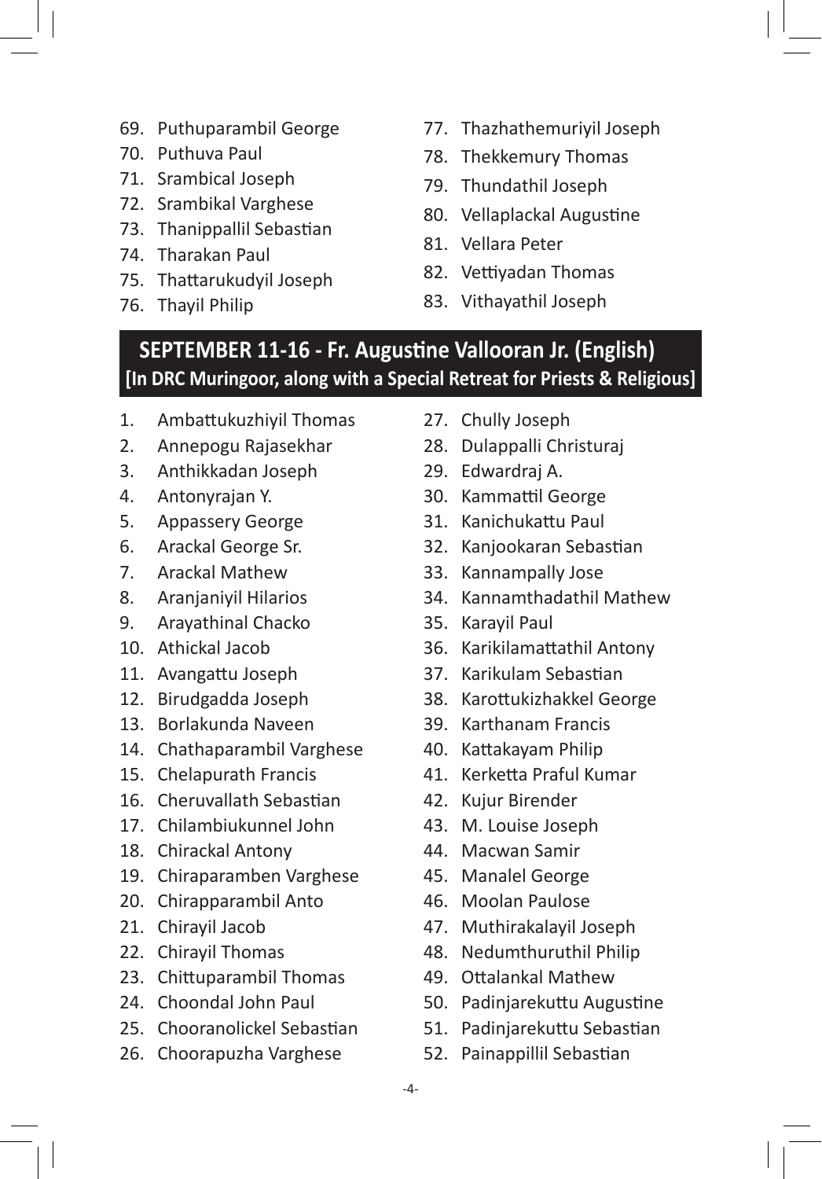69. Puthuparambil George
70. Puthuva Paul
71. Srambical Joseph
72. Srambikal Varghese
73. Thanippallil Sebastian
74. Tharakan Paul
75. Thattarukudyil Joseph
76. Thayil Philip
77. Thazhathemuriyil Joseph
78. Thekkemury Thomas
79. Thundathil Joseph
80. Vellaplackal Augustine
81. Vellara Peter
82. Vettiyadan Thomas
83. Vithayathil Joseph

## SEPTEMBER 11-16 - Fr. Augustine Vallooran Jr. (English)
**[In DRC Muringoor, along with a Special Retreat for Priests & Religious]**

1. Ambattukuzhiyil Thomas
2. Annepogu Rajasekhar
3. Anthikkadan Joseph
4. Antonyrajan Y.
5. Appassery George
6. Arackal George Sr.
7. Arackal Mathew
8. Aranjaniyil Hilarios
9. Arayathinal Chacko
10. Athickal Jacob
11. Avangattu Joseph
12. Birudgadda Joseph
13. Borlakunda Naveen
14. Chathaparambil Varghese
15. Chelapurath Francis
16. Cheruvallath Sebastian
17. Chilambiukunnel John
18. Chirackal Antony
19. Chiraparamben Varghese
20. Chirapparambil Anto
21. Chirayil Jacob
22. Chirayil Thomas
23. Chittuparambil Thomas
24. Choondal John Paul
25. Chooranolickel Sebastian
26. Choorapuzha Varghese
27. Chully Joseph
28. Dulappalli Christuraj
29. Edwardraj A.
30. Kammattil George
31. Kanichukattu Paul
32. Kanjookaran Sebastian
33. Kannampally Jose
34. Kannamthadathil Mathew
35. Karayil Paul
36. Karikilamattathil Antony
37. Karikulam Sebastian
38. Karottukizhakkel George
39. Karthanam Francis
40. Kattakayam Philip
41. Kerketta Praful Kumar
42. Kujur Birender
43. M. Louise Joseph
44. Macwan Samir
45. Manalel George
46. Moolan Paulose
47. Muthirakalayil Joseph
48. Nedumthuruthil Philip
49. Ottalankal Mathew
50. Padinjarekuttu Augustine
51. Padinjarekuttu Sebastian
52. Painappillil Sebastian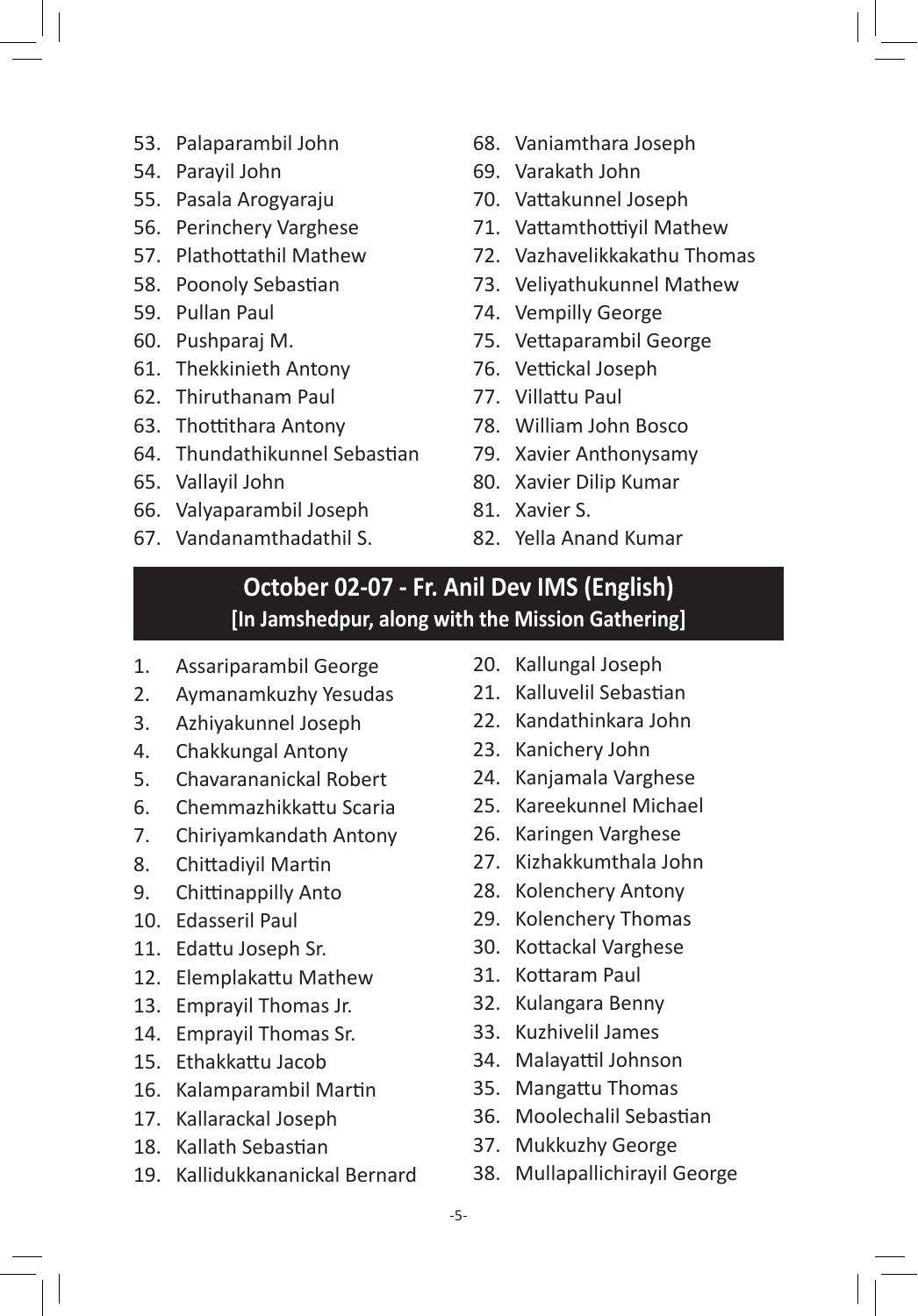53. Palaparambil John
54. Parayil John
55. Pasala Arogyaraju
56. Perinchery Varghese
57. Plathottathil Mathew
58. Poonoly Sebastian
59. Pullan Paul
60. Pushparaj M.
61. Thekkinieth Antony
62. Thiruthanam Paul
63. Thottithara Antony
64. Thundathikunnel Sebastian
65. Vallayil John
66. Valyaparambil Joseph
67. Vandanamthadathil S.
68. Vaniamthara Joseph
69. Varakath John
70. Vattakunnel Joseph
71. Vattamthottiyil Mathew
72. Vazhavelikkakathu Thomas
73. Veliyathukunnel Mathew
74. Vempilly George
75. Vettaparambil George
76. Vettickal Joseph
77. Villattu Paul
78. William John Bosco
79. Xavier Anthonysamy
80. Xavier Dilip Kumar
81. Xavier S.
82. Yella Anand Kumar

## October 02-07 - Fr. Anil Dev IMS (English)
**[In Jamshedpur, along with the Mission Gathering]**

1. Assariparambil George
2. Aymanamkuzhy Yesudas
3. Azhiyakunnel Joseph
4. Chakkungal Antony
5. Chavarananickal Robert
6. Chemmazhikkattu Scaria
7. Chiriyamkandath Antony
8. Chittadiyil Martin
9. Chittinappilly Anto
10. Edasseril Paul
11. Edattu Joseph Sr.
12. Elemplakattu Mathew
13. Emprayil Thomas Jr.
14. Emprayil Thomas Sr.
15. Ethakkattu Jacob
16. Kalamparambil Martin
17. Kallarackal Joseph
18. Kallath Sebastian
19. Kallidukkananickal Bernard
20. Kallungal Joseph
21. Kalluvelil Sebastian
22. Kandathinkara John
23. Kanichery John
24. Kanjamala Varghese
25. Kareekunnel Michael
26. Karingen Varghese
27. Kizhakkumthala John
28. Kolenchery Antony
29. Kolenchery Thomas
30. Kottackal Varghese
31. Kottaram Paul
32. Kulangara Benny
33. Kuzhivelil James
34. Malayattil Johnson
35. Mangattu Thomas
36. Moolechalil Sebastian
37. Mukkuzhy George
38. Mullapallichirayil George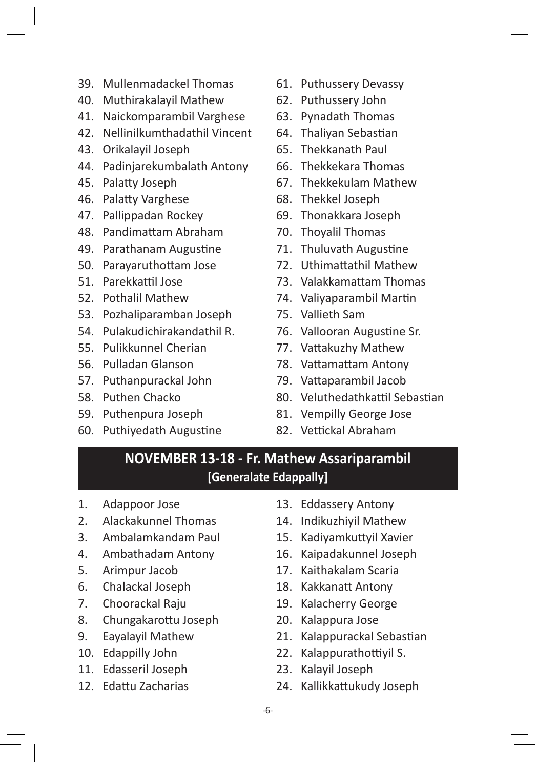39. Mullenmadackel Thomas
40. Muthirakalayil Mathew
41. Naickomparambil Varghese
42. Nellinilkumthadathil Vincent
43. Orikalayil Joseph
44. Padinjarekumbalath Antony
45. Palatty Joseph
46. Palatty Varghese
47. Pallippadan Rockey
48. Pandimattam Abraham
49. Parathanam Augustine
50. Parayaruthottam Jose
51. Parekkattil Jose
52. Pothalil Mathew
53. Pozhaliparamban Joseph
54. Pulakudichirakandathil R.
55. Pulikkunnel Cherian
56. Pulladan Glanson
57. Puthanpurackal John
58. Puthen Chacko
59. Puthenpura Joseph
60. Puthiyedath Augustine
61. Puthussery Devassy
62. Puthussery John
63. Pynadath Thomas
64. Thaliyan Sebastian
65. Thekkanath Paul
66. Thekkekara Thomas
67. Thekkekulam Mathew
68. Thekkel Joseph
69. Thonakkara Joseph
70. Thoyalil Thomas
71. Thuluvath Augustine
72. Uthimattathil Mathew
73. Valakkamattam Thomas
74. Valiyaparambil Martin
75. Vallieth Sam
76. Vallooran Augustine Sr.
77. Vattakuzhy Mathew
78. Vattamattam Antony
79. Vattaparambil Jacob
80. Veluthedathkattil Sebastian
81. Vempilly George Jose
82. Vettickal Abraham

## NOVEMBER 13-18 - Fr. Mathew Assariparambil [Generalate Edappally]

1. Adappoor Jose
2. Alackakunnel Thomas
3. Ambalamkandam Paul
4. Ambathadam Antony
5. Arimpur Jacob
6. Chalackal Joseph
7. Choorackal Raju
8. Chungakarottu Joseph
9. Eayalayil Mathew
10. Edappilly John
11. Edasseril Joseph
12. Edattu Zacharias
13. Eddassery Antony
14. Indikuzhiyil Mathew
15. Kadiyamkuttyil Xavier
16. Kaipadakunnel Joseph
17. Kaithakalam Scaria
18. Kakkanatt Antony
19. Kalacherry George
20. Kalappura Jose
21. Kalappurackal Sebastian
22. Kalappurathottiyil S.
23. Kalayil Joseph
24. Kallikkattukudy Joseph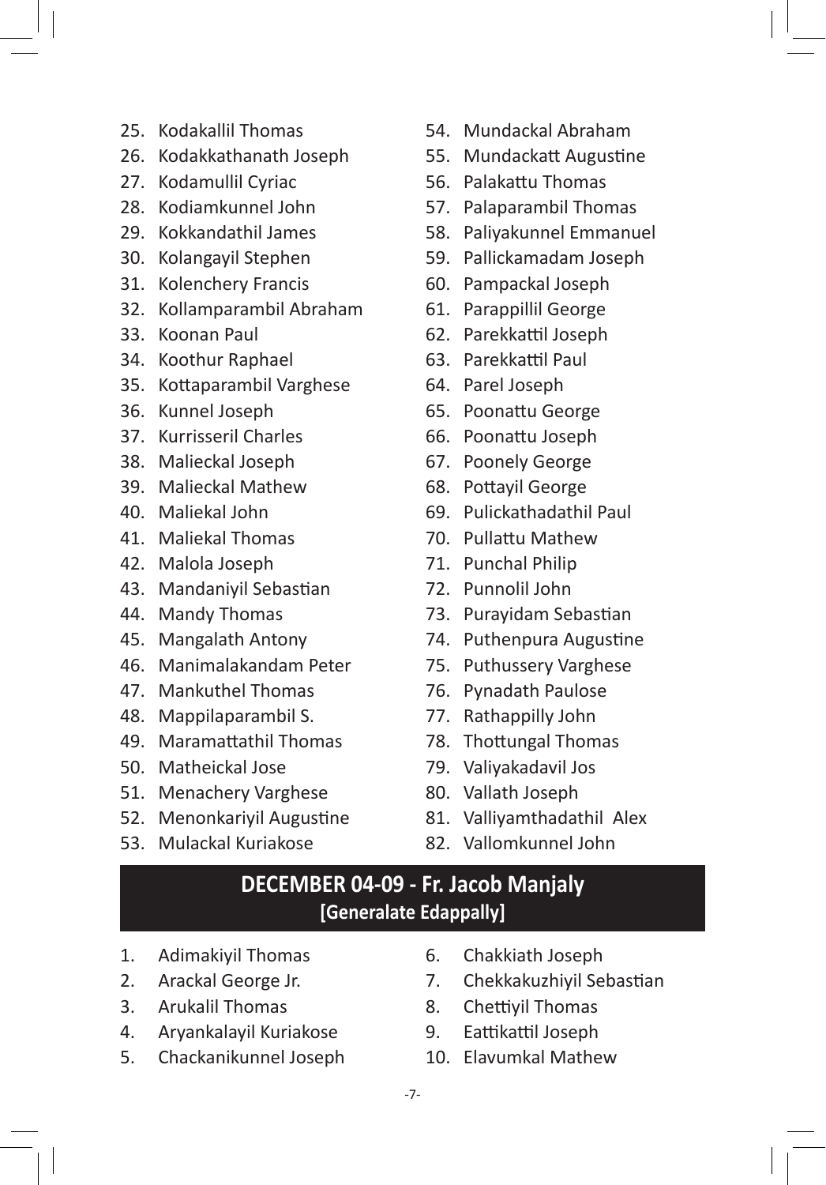25. Kodakallil Thomas
26. Kodakkathanath Joseph
27. Kodamullil Cyriac
28. Kodiamkunnel John
29. Kokkandathil James
30. Kolangayil Stephen
31. Kolenchery Francis
32. Kollamparambil Abraham
33. Koonan Paul
34. Koothur Raphael
35. Kottaparambil Varghese
36. Kunnel Joseph
37. Kurrisseril Charles
38. Malieckal Joseph
39. Malieckal Mathew
40. Maliekal John
41. Maliekal Thomas
42. Malola Joseph
43. Mandaniyil Sebastian
44. Mandy Thomas
45. Mangalath Antony
46. Manimalakandam Peter
47. Mankuthel Thomas
48. Mappilaparambil S.
49. Maramattathil Thomas
50. Matheickal Jose
51. Menachery Varghese
52. Menonkariyil Augustine
53. Mulackal Kuriakose
54. Mundackal Abraham
55. Mundackatt Augustine
56. Palakattu Thomas
57. Palaparambil Thomas
58. Paliyakunnel Emmanuel
59. Pallickamadam Joseph
60. Pampackal Joseph
61. Parappillil George
62. Parekkattil Joseph
63. Parekkattil Paul
64. Parel Joseph
65. Poonattu George
66. Poonattu Joseph
67. Poonely George
68. Pottayil George
69. Pulickathadathil Paul
70. Pullattu Mathew
71. Punchal Philip
72. Punnolil John
73. Purayidam Sebastian
74. Puthenpura Augustine
75. Puthussery Varghese
76. Pynadath Paulose
77. Rathappilly John
78. Thottungal Thomas
79. Valiyakadavil Jos
80. Vallath Joseph
81. Valliyamthadathil Alex
82. Vallomkunnel John

## DECEMBER 04-09 - Fr. Jacob Manjaly
### [Generalate Edappally]

1. Adimakiyil Thomas
2. Arackal George Jr.
3. Arukalil Thomas
4. Aryankalayil Kuriakose
5. Chackanikunnel Joseph
6. Chakkiath Joseph
7. Chekkakuzhiyil Sebastian
8. Chettiyil Thomas
9. Eattikattil Joseph
10. Elavumkal Mathew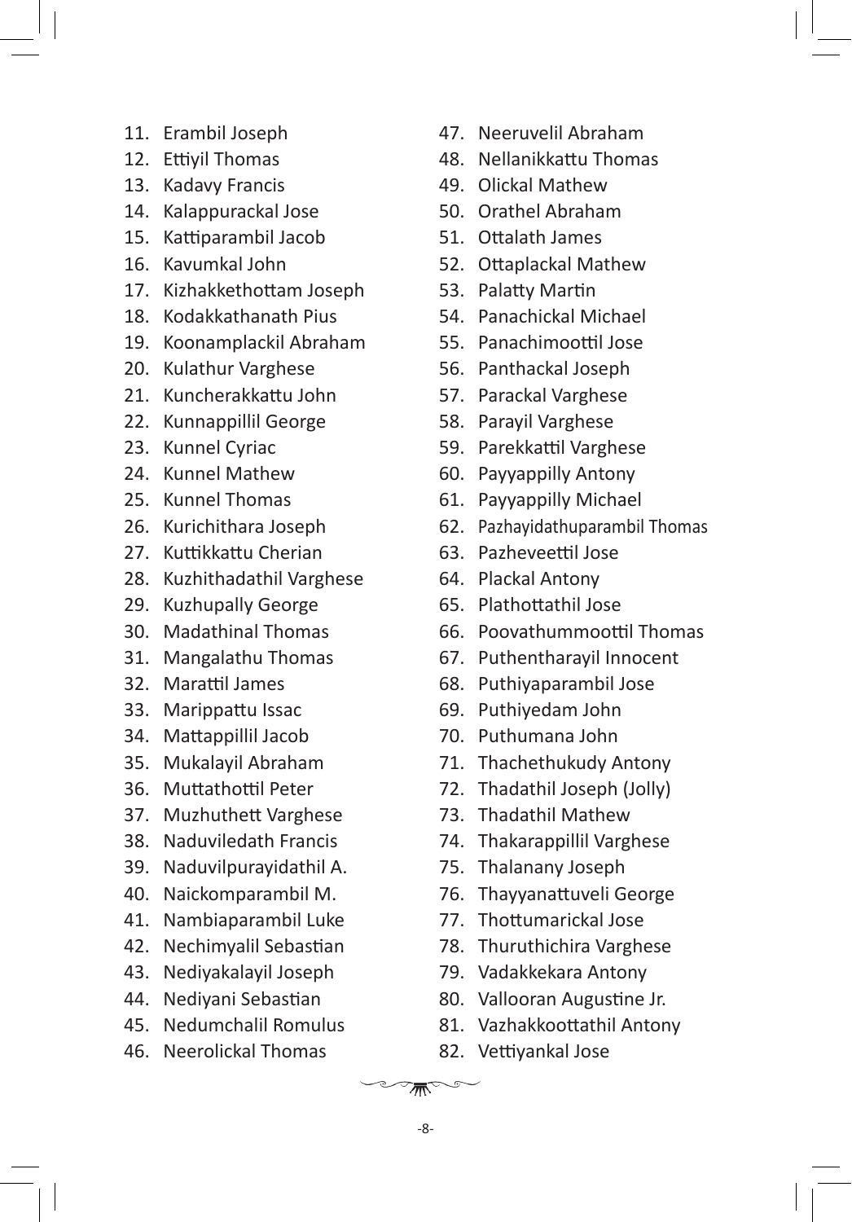11. Erambil Joseph
12. Ettiyil Thomas
13. Kadavy Francis
14. Kalappurackal Jose
15. Kattiparambil Jacob
16. Kavumkal John
17. Kizhakkethottam Joseph
18. Kodakkathanath Pius
19. Koonamplackil Abraham
20. Kulathur Varghese
21. Kuncherakkattu John
22. Kunnappillil George
23. Kunnel Cyriac
24. Kunnel Mathew
25. Kunnel Thomas
26. Kurichithara Joseph
27. Kuttikkattu Cherian
28. Kuzhithadathil Varghese
29. Kuzhupally George
30. Madathinal Thomas
31. Mangalathu Thomas
32. Marattil James
33. Marippattu Issac
34. Mattappillil Jacob
35. Mukalayil Abraham
36. Muttathottil Peter
37. Muzhuthett Varghese
38. Naduviledath Francis
39. Naduvilpurayidathil A.
40. Naickomparambil M.
41. Nambiaparambil Luke
42. Nechimyalil Sebastian
43. Nediyakalayil Joseph
44. Nediyani Sebastian
45. Nedumchalil Romulus
46. Neerolickal Thomas
47. Neeruvelil Abraham
48. Nellanikkattu Thomas
49. Olickal Mathew
50. Orathel Abraham
51. Ottalath James
52. Ottaplackal Mathew
53. Palatty Martin
54. Panachickal Michael
55. Panachimoottil Jose
56. Panthackal Joseph
57. Parackal Varghese
58. Parayil Varghese
59. Parekkattil Varghese
60. Payyappilly Antony
61. Payyappilly Michael
62. Pazhayidathuparambil Thomas
63. Pazheveettil Jose
64. Plackal Antony
65. Plathottathil Jose
66. Poovathummoottil Thomas
67. Puthentharayil Innocent
68. Puthiyaparambil Jose
69. Puthiyedam John
70. Puthumana John
71. Thachethukudy Antony
72. Thadathil Joseph (Jolly)
73. Thadathil Mathew
74. Thakarappillil Varghese
75. Thalanany Joseph
76. Thayyanattuveli George
77. Thottumarickal Jose
78. Thuruthichira Varghese
79. Vadakkekara Antony
80. Vallooran Augustine Jr.
81. Vazhakkoottathil Antony
82. Vettiyankal Jose